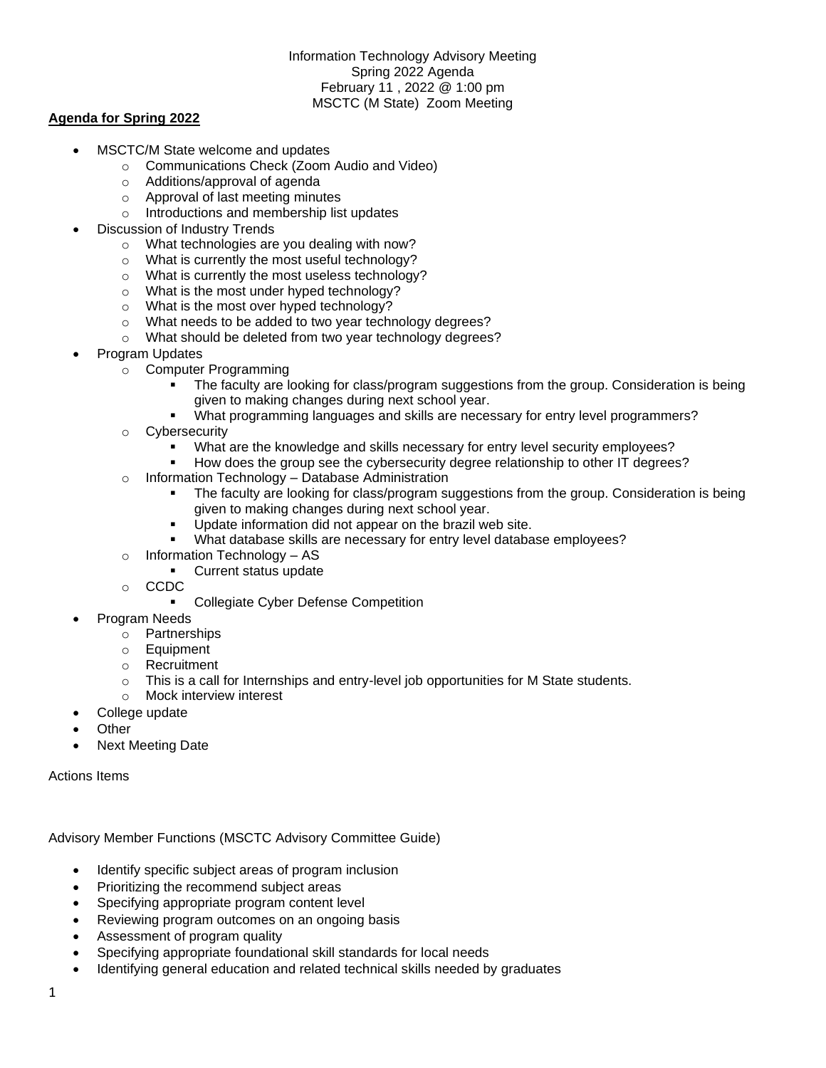Information Technology Advisory Meeting
Spring 2022 Agenda
February 11 , 2022 @ 1:00 pm
MSCTC (M State) Zoom Meeting

**Agenda for Spring 2022**

- MSCTC/M State welcome and updates
  - Communications Check (Zoom Audio and Video)
  - Additions/approval of agenda
  - Approval of last meeting minutes
  - Introductions and membership list updates
- Discussion of Industry Trends
  - What technologies are you dealing with now?
  - What is currently the most useful technology?
  - What is currently the most useless technology?
  - What is the most under hyped technology?
  - What is the most over hyped technology?
  - What needs to be added to two year technology degrees?
  - What should be deleted from two year technology degrees?
- Program Updates
  - Computer Programming
    - The faculty are looking for class/program suggestions from the group. Consideration is being given to making changes during next school year.
    - What programming languages and skills are necessary for entry level programmers?
  - Cybersecurity
    - What are the knowledge and skills necessary for entry level security employees?
    - How does the group see the cybersecurity degree relationship to other IT degrees?
  - Information Technology – Database Administration
    - The faculty are looking for class/program suggestions from the group. Consideration is being given to making changes during next school year.
    - Update information did not appear on the brazil web site.
    - What database skills are necessary for entry level database employees?
  - Information Technology – AS
    - Current status update
  - CCDC
    - Collegiate Cyber Defense Competition
- Program Needs
  - Partnerships
  - Equipment
  - Recruitment
  - This is a call for Internships and entry-level job opportunities for M State students.
  - Mock interview interest
- College update
- Other
- Next Meeting Date

Actions Items

Advisory Member Functions (MSCTC Advisory Committee Guide)

- Identify specific subject areas of program inclusion
- Prioritizing the recommend subject areas
- Specifying appropriate program content level
- Reviewing program outcomes on an ongoing basis
- Assessment of program quality
- Specifying appropriate foundational skill standards for local needs
- Identifying general education and related technical skills needed by graduates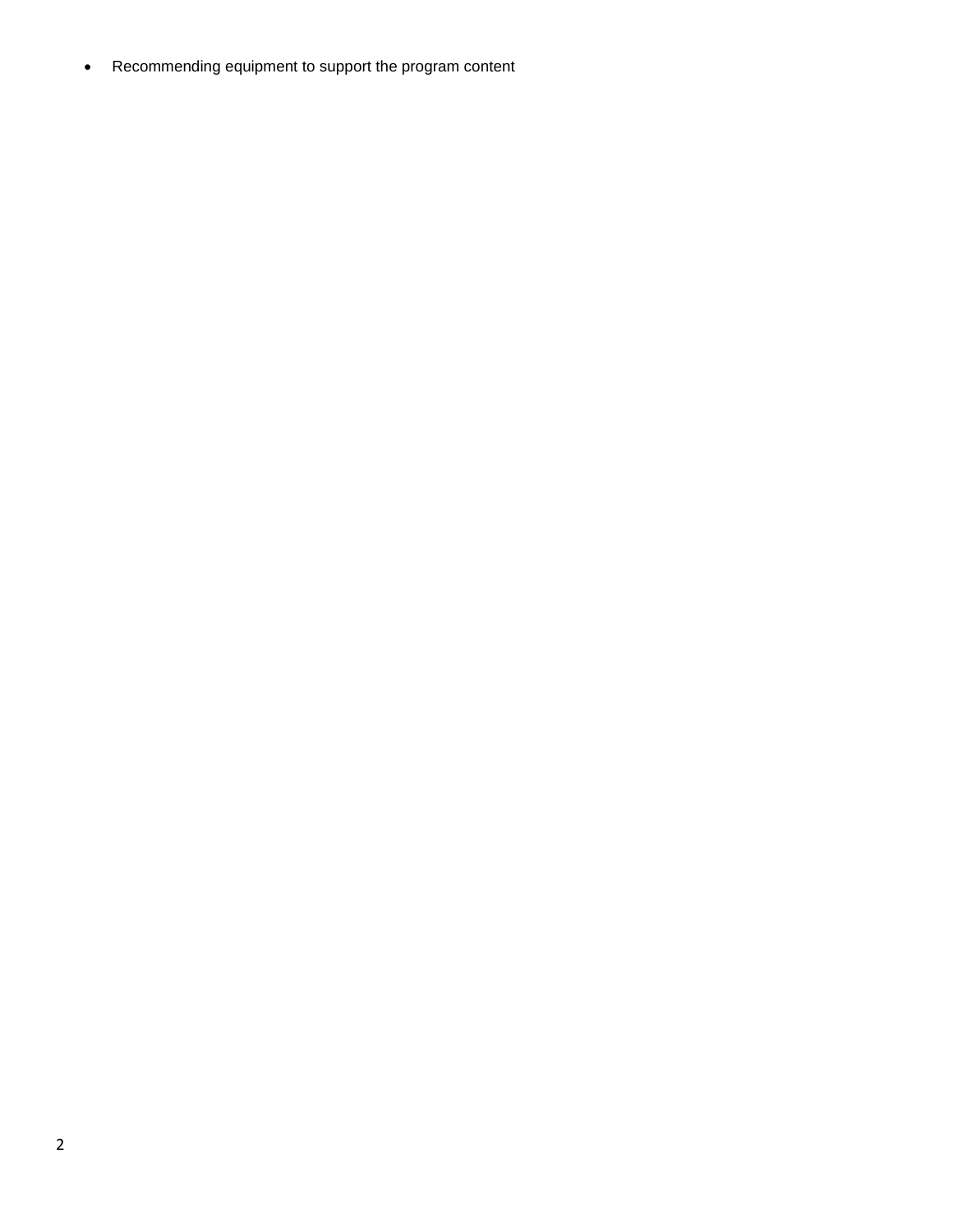- Recommending equipment to support the program content